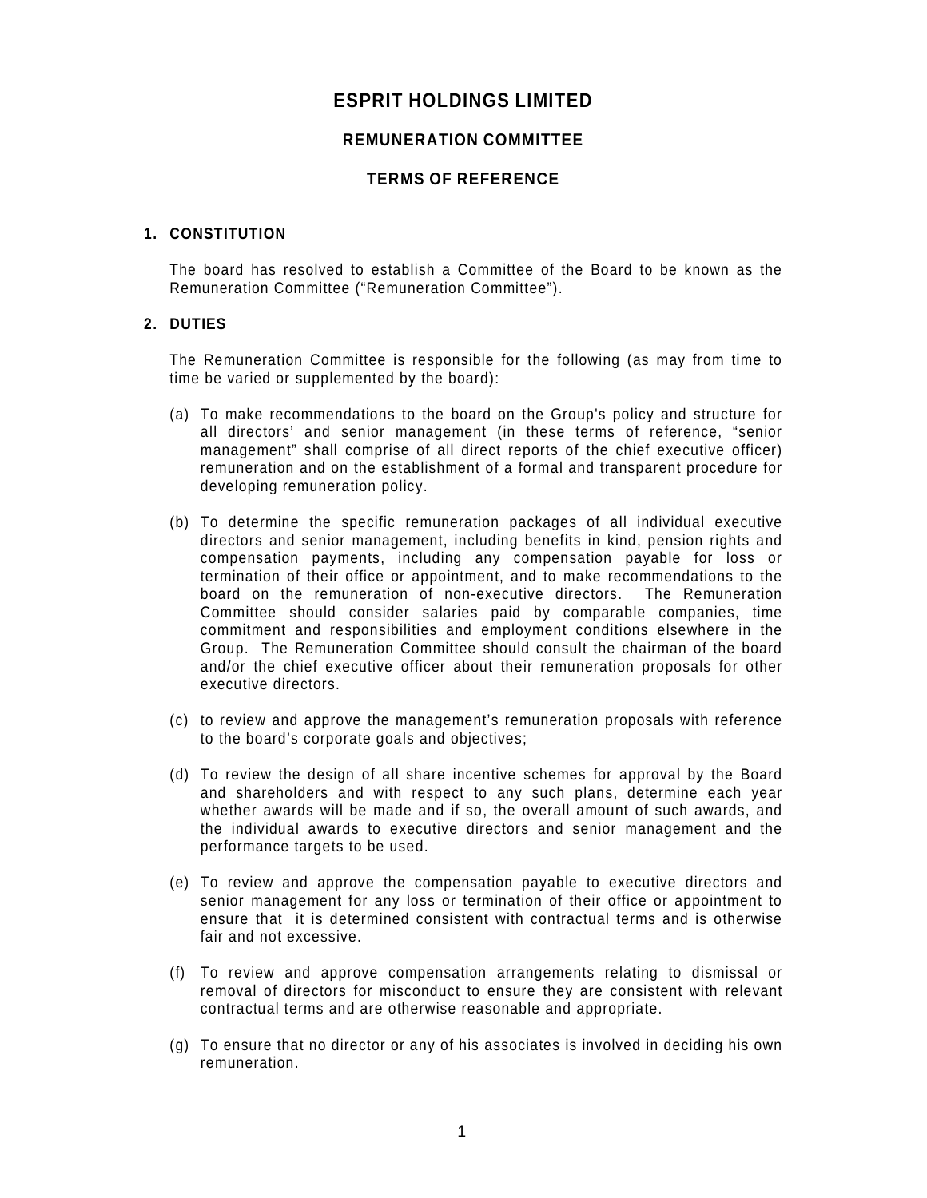# ESPRIT HOLDINGS LIMITED

## REMUNERATION COMMITTEE

## TERMS OF REFERENCE

### 1. CONSTITUTION

The board has resolved to establish a Committee of the Board to be known as the Remuneration Committee ("Remuneration Committee").

### 2. DUTIES

The Remuneration Committee is responsible for the following (as may from time to time be varied or supplemented by the board):

(a) To make recommendations to the board on the Group's policy and structure for all directors' and senior management (in these terms of reference, "senior management" shall comprise of all direct reports of the chief executive officer) remuneration and on the establishment of a formal and transparent procedure for developing remuneration policy.

(b) To determine the specific remuneration packages of all individual executive directors and senior management, including benefits in kind, pension rights and compensation payments, including any compensation payable for loss or termination of their office or appointment, and to make recommendations to the board on the remuneration of non-executive directors. The Remuneration Committee should consider salaries paid by comparable companies, time commitment and responsibilities and employment conditions elsewhere in the Group. The Remuneration Committee should consult the chairman of the board and/or the chief executive officer about their remuneration proposals for other executive directors.

(c) to review and approve the management's remuneration proposals with reference to the board's corporate goals and objectives;

(d) To review the design of all share incentive schemes for approval by the Board and shareholders and with respect to any such plans, determine each year whether awards will be made and if so, the overall amount of such awards, and the individual awards to executive directors and senior management and the performance targets to be used.

(e) To review and approve the compensation payable to executive directors and senior management for any loss or termination of their office or appointment to ensure that it is determined consistent with contractual terms and is otherwise fair and not excessive.

(f) To review and approve compensation arrangements relating to dismissal or removal of directors for misconduct to ensure they are consistent with relevant contractual terms and are otherwise reasonable and appropriate.

(g) To ensure that no director or any of his associates is involved in deciding his own remuneration.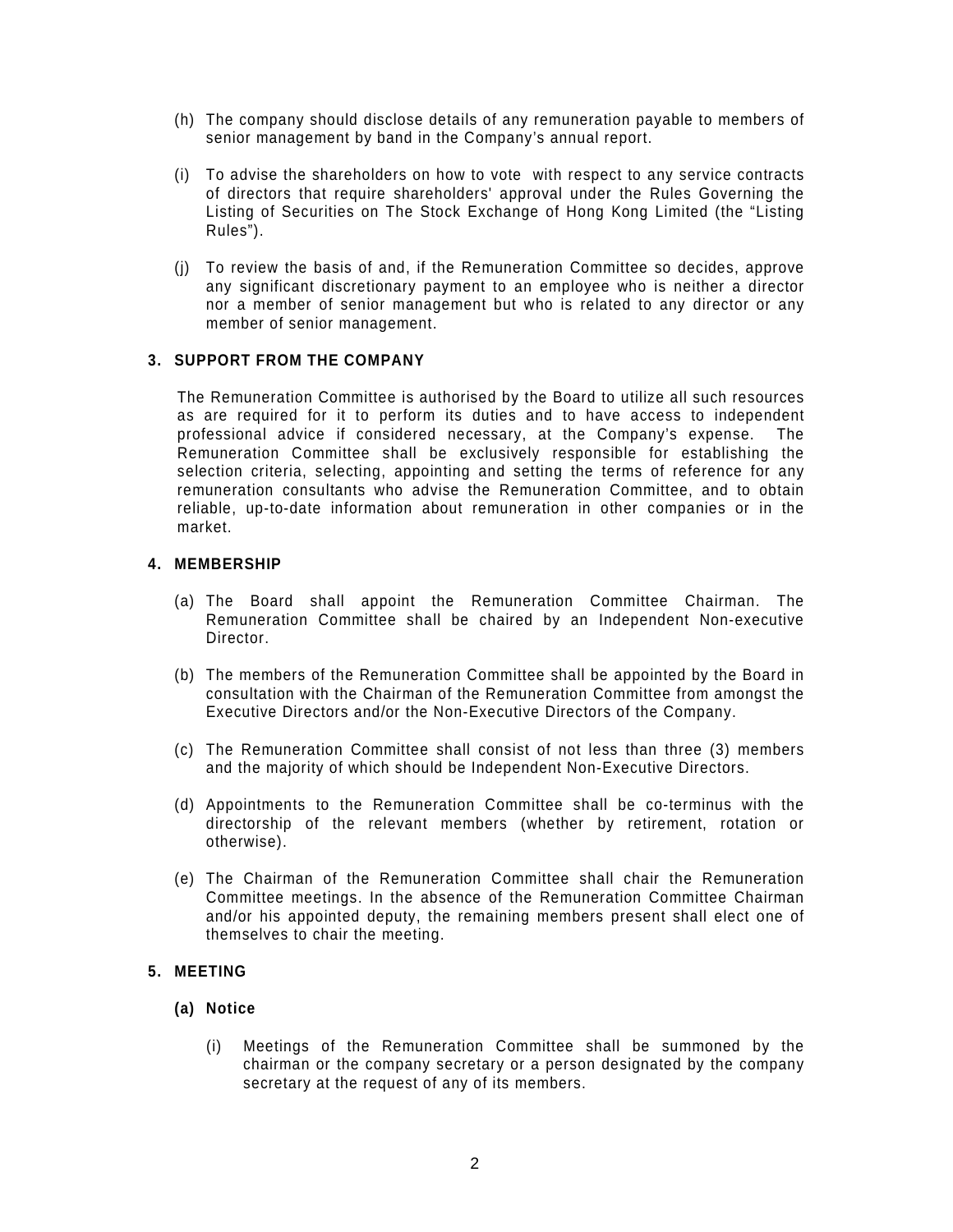(h) The company should disclose details of any remuneration payable to members of senior management by band in the Company's annual report.

(i) To advise the shareholders on how to vote with respect to any service contracts of directors that require shareholders' approval under the Rules Governing the Listing of Securities on The Stock Exchange of Hong Kong Limited (the "Listing Rules").

(j) To review the basis of and, if the Remuneration Committee so decides, approve any significant discretionary payment to an employee who is neither a director nor a member of senior management but who is related to any director or any member of senior management.

### 3. SUPPORT FROM THE COMPANY

The Remuneration Committee is authorised by the Board to utilize all such resources as are required for it to perform its duties and to have access to independent professional advice if considered necessary, at the Company's expense. The Remuneration Committee shall be exclusively responsible for establishing the selection criteria, selecting, appointing and setting the terms of reference for any remuneration consultants who advise the Remuneration Committee, and to obtain reliable, up-to-date information about remuneration in other companies or in the market.

### 4. MEMBERSHIP

(a) The Board shall appoint the Remuneration Committee Chairman. The Remuneration Committee shall be chaired by an Independent Non-executive Director.

(b) The members of the Remuneration Committee shall be appointed by the Board in consultation with the Chairman of the Remuneration Committee from amongst the Executive Directors and/or the Non-Executive Directors of the Company.

(c) The Remuneration Committee shall consist of not less than three (3) members and the majority of which should be Independent Non-Executive Directors.

(d) Appointments to the Remuneration Committee shall be co-terminus with the directorship of the relevant members (whether by retirement, rotation or otherwise).

(e) The Chairman of the Remuneration Committee shall chair the Remuneration Committee meetings. In the absence of the Remuneration Committee Chairman and/or his appointed deputy, the remaining members present shall elect one of themselves to chair the meeting.

### 5. MEETING

**(a) Notice**

(i) Meetings of the Remuneration Committee shall be summoned by the chairman or the company secretary or a person designated by the company secretary at the request of any of its members.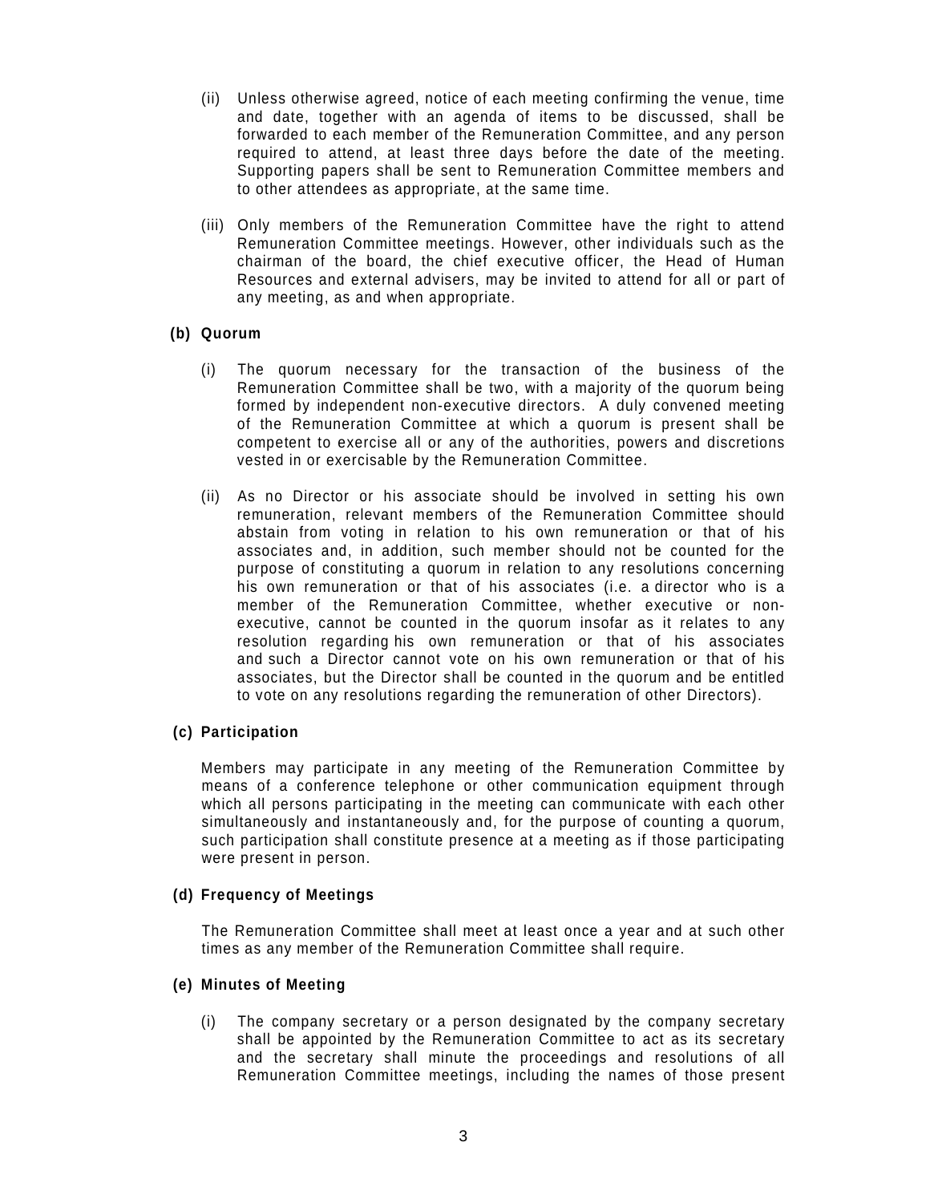(ii) Unless otherwise agreed, notice of each meeting confirming the venue, time and date, together with an agenda of items to be discussed, shall be forwarded to each member of the Remuneration Committee, and any person required to attend, at least three days before the date of the meeting. Supporting papers shall be sent to Remuneration Committee members and to other attendees as appropriate, at the same time.

(iii) Only members of the Remuneration Committee have the right to attend Remuneration Committee meetings. However, other individuals such as the chairman of the board, the chief executive officer, the Head of Human Resources and external advisers, may be invited to attend for all or part of any meeting, as and when appropriate.

**(b) Quorum**

(i) The quorum necessary for the transaction of the business of the Remuneration Committee shall be two, with a majority of the quorum being formed by independent non-executive directors. A duly convened meeting of the Remuneration Committee at which a quorum is present shall be competent to exercise all or any of the authorities, powers and discretions vested in or exercisable by the Remuneration Committee.

(ii) As no Director or his associate should be involved in setting his own remuneration, relevant members of the Remuneration Committee should abstain from voting in relation to his own remuneration or that of his associates and, in addition, such member should not be counted for the purpose of constituting a quorum in relation to any resolutions concerning his own remuneration or that of his associates (i.e. a director who is a member of the Remuneration Committee, whether executive or non-executive, cannot be counted in the quorum insofar as it relates to any resolution regarding his own remuneration or that of his associates and such a Director cannot vote on his own remuneration or that of his associates, but the Director shall be counted in the quorum and be entitled to vote on any resolutions regarding the remuneration of other Directors).

**(c) Participation**

Members may participate in any meeting of the Remuneration Committee by means of a conference telephone or other communication equipment through which all persons participating in the meeting can communicate with each other simultaneously and instantaneously and, for the purpose of counting a quorum, such participation shall constitute presence at a meeting as if those participating were present in person.

**(d) Frequency of Meetings**

The Remuneration Committee shall meet at least once a year and at such other times as any member of the Remuneration Committee shall require.

**(e) Minutes of Meeting**

(i) The company secretary or a person designated by the company secretary shall be appointed by the Remuneration Committee to act as its secretary and the secretary shall minute the proceedings and resolutions of all Remuneration Committee meetings, including the names of those present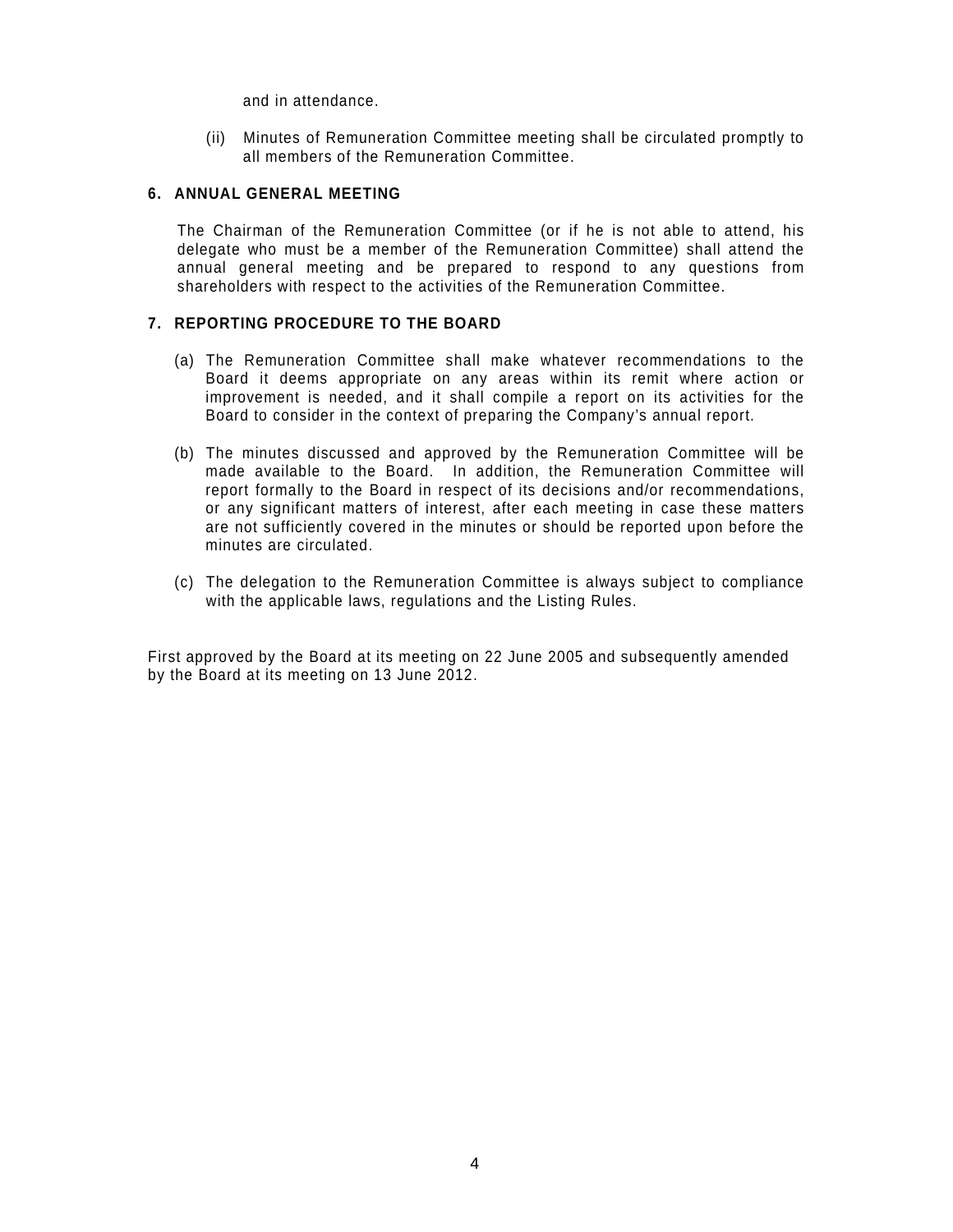and in attendance.

(ii) Minutes of Remuneration Committee meeting shall be circulated promptly to all members of the Remuneration Committee.

## 6. ANNUAL GENERAL MEETING

The Chairman of the Remuneration Committee (or if he is not able to attend, his delegate who must be a member of the Remuneration Committee) shall attend the annual general meeting and be prepared to respond to any questions from shareholders with respect to the activities of the Remuneration Committee.

## 7. REPORTING PROCEDURE TO THE BOARD

(a) The Remuneration Committee shall make whatever recommendations to the Board it deems appropriate on any areas within its remit where action or improvement is needed, and it shall compile a report on its activities for the Board to consider in the context of preparing the Company's annual report.

(b) The minutes discussed and approved by the Remuneration Committee will be made available to the Board. In addition, the Remuneration Committee will report formally to the Board in respect of its decisions and/or recommendations, or any significant matters of interest, after each meeting in case these matters are not sufficiently covered in the minutes or should be reported upon before the minutes are circulated.

(c) The delegation to the Remuneration Committee is always subject to compliance with the applicable laws, regulations and the Listing Rules.

First approved by the Board at its meeting on 22 June 2005 and subsequently amended by the Board at its meeting on 13 June 2012.